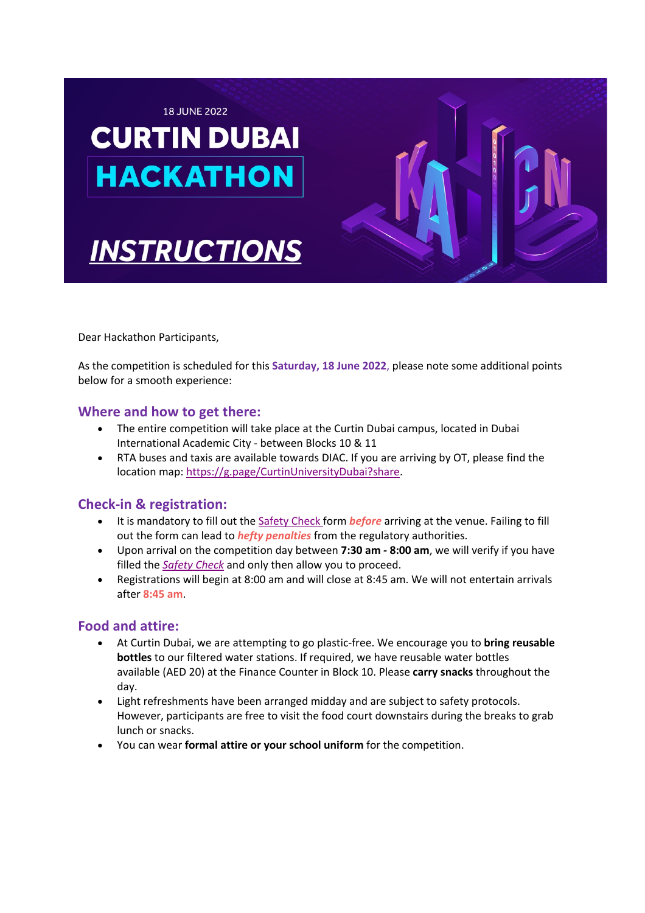18 JUNE 2022

# CURTIN DUBAI HACKATHON

# *INSTRUCTIONS*

Dear Hackathon Participants,

As the competition is scheduled for this **Saturday, 18 June 2022**, please note some additional points below for a smooth experience:

## Where and how to get there:

- The entire competition will take place at the Curtin Dubai campus, located in Dubai International Academic City - between Blocks 10 & 11
- RTA buses and taxis are available towards DIAC. If you are arriving by OT, please find the location map: https://g.page/CurtinUniversityDubai?share.

## Check-in & registration:

- It is mandatory to fill out the Safety Check form ***before*** arriving at the venue. Failing to fill out the form can lead to ***hefty penalties*** from the regulatory authorities.
- Upon arrival on the competition day between **7:30 am - 8:00 am**, we will verify if you have filled the *Safety Check* and only then allow you to proceed.
- Registrations will begin at 8:00 am and will close at 8:45 am. We will not entertain arrivals after **8:45 am**.

## Food and attire:

- At Curtin Dubai, we are attempting to go plastic-free. We encourage you to **bring reusable bottles** to our filtered water stations. If required, we have reusable water bottles available (AED 20) at the Finance Counter in Block 10. Please **carry snacks** throughout the day.
- Light refreshments have been arranged midday and are subject to safety protocols. However, participants are free to visit the food court downstairs during the breaks to grab lunch or snacks.
- You can wear **formal attire or your school uniform** for the competition.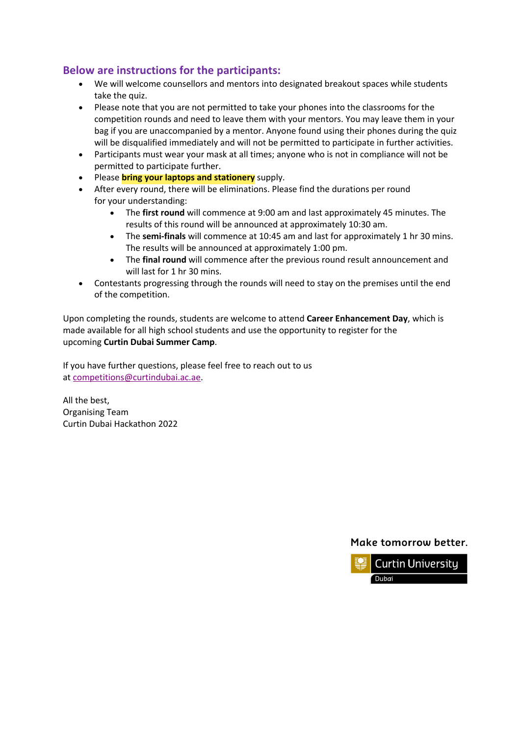## Below are instructions for the participants:

- We will welcome counsellors and mentors into designated breakout spaces while students take the quiz.
- Please note that you are not permitted to take your phones into the classrooms for the competition rounds and need to leave them with your mentors. You may leave them in your bag if you are unaccompanied by a mentor. Anyone found using their phones during the quiz will be disqualified immediately and will not be permitted to participate in further activities.
- Participants must wear your mask at all times; anyone who is not in compliance will not be permitted to participate further.
- Please **bring your laptops and stationery** supply.
- After every round, there will be eliminations. Please find the durations per round for your understanding:
    - The **first round** will commence at 9:00 am and last approximately 45 minutes. The results of this round will be announced at approximately 10:30 am.
    - The **semi-finals** will commence at 10:45 am and last for approximately 1 hr 30 mins. The results will be announced at approximately 1:00 pm.
    - The **final round** will commence after the previous round result announcement and will last for 1 hr 30 mins.
- Contestants progressing through the rounds will need to stay on the premises until the end of the competition.

Upon completing the rounds, students are welcome to attend **Career Enhancement Day**, which is made available for all high school students and use the opportunity to register for the upcoming **Curtin Dubai Summer Camp**.

If you have further questions, please feel free to reach out to us at competitions@curtindubai.ac.ae.

All the best,
Organising Team
Curtin Dubai Hackathon 2022

**Make tomorrow better.**

Curtin University
Dubai